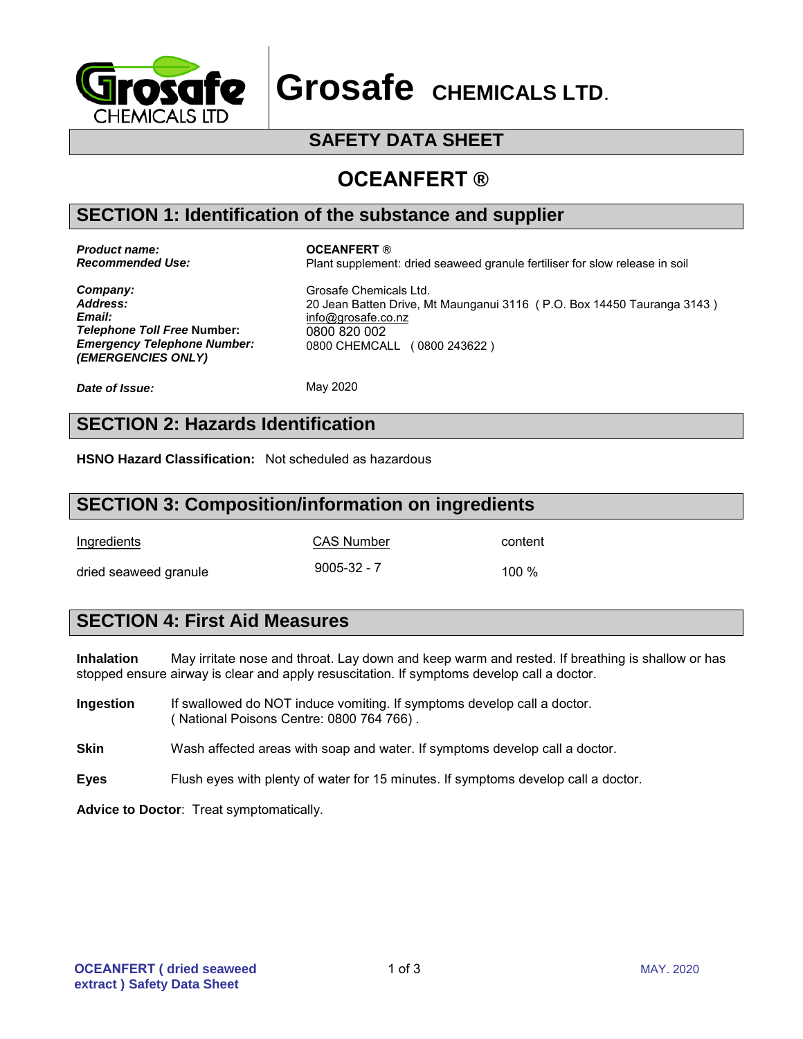# Grosafe CHEMICALS LTD.

## SAFETY DATA SHEET

## OCEANFERT ®

## SECTION 1: Identification of the substance and supplier

***Product name:*** **OCEANFERT ®**
***Recommended Use:*** Plant supplement: dried seaweed granule fertiliser for slow release in soil

***Company:*** Grosafe Chemicals Ltd.
***Address:*** 20 Jean Batten Drive, Mt Maunganui 3116 ( P.O. Box 14450 Tauranga 3143 )
***Email:*** info@grosafe.co.nz
***Telephone Toll Free* Number:** 0800 820 002
***Emergency Telephone Number:*** 0800 CHEMCALL ( 0800 243622 )
***(EMERGENCIES ONLY)***

***Date of Issue:*** May 2020

## SECTION 2: Hazards Identification

**HSNO Hazard Classification:** Not scheduled as hazardous

## SECTION 3: Composition/information on ingredients

| Ingredients | CAS Number | content |
|---|---|---|
| dried seaweed granule | 9005-32 - 7 | 100 % |

## SECTION 4: First Aid Measures

**Inhalation** May irritate nose and throat. Lay down and keep warm and rested. If breathing is shallow or has stopped ensure airway is clear and apply resuscitation. If symptoms develop call a doctor.

**Ingestion** If swallowed do NOT induce vomiting. If symptoms develop call a doctor. ( National Poisons Centre: 0800 764 766) .

**Skin** Wash affected areas with soap and water. If symptoms develop call a doctor.

**Eyes** Flush eyes with plenty of water for 15 minutes. If symptoms develop call a doctor.

**Advice to Doctor**: Treat symptomatically.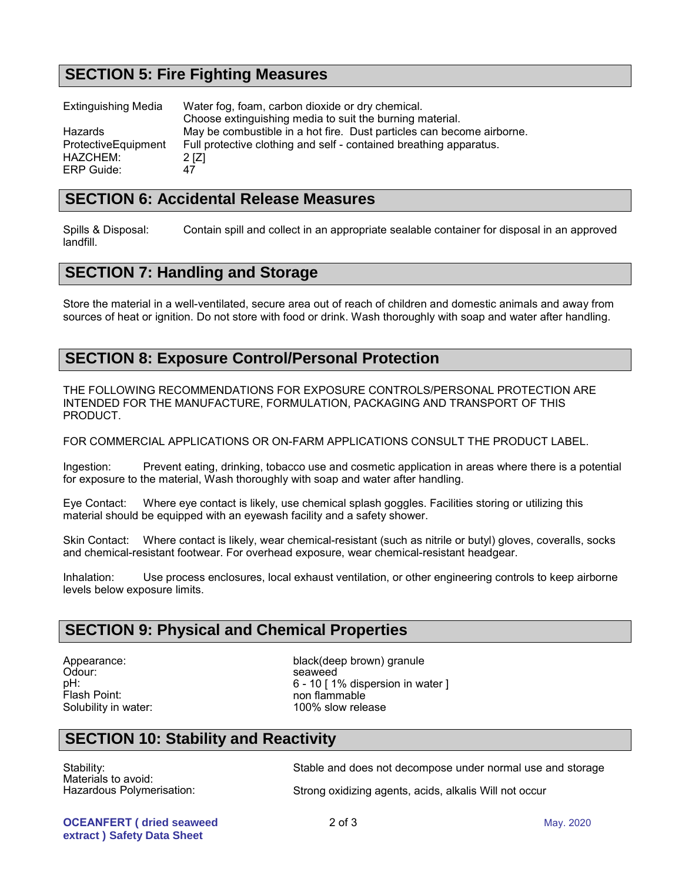## SECTION 5: Fire Fighting Measures

| | |
|---|---|
| Extinguishing Media | Water fog, foam, carbon dioxide or dry chemical. Choose extinguishing media to suit the burning material. |
| Hazards | May be combustible in a hot fire. Dust particles can become airborne. |
| ProtectiveEquipment | Full protective clothing and self - contained breathing apparatus. |
| HAZCHEM: | 2 [Z] |
| ERP Guide: | 47 |

## SECTION 6: Accidental Release Measures

Spills & Disposal: Contain spill and collect in an appropriate sealable container for disposal in an approved landfill.

## SECTION 7: Handling and Storage

Store the material in a well-ventilated, secure area out of reach of children and domestic animals and away from sources of heat or ignition. Do not store with food or drink. Wash thoroughly with soap and water after handling.

## SECTION 8: Exposure Control/Personal Protection

THE FOLLOWING RECOMMENDATIONS FOR EXPOSURE CONTROLS/PERSONAL PROTECTION ARE INTENDED FOR THE MANUFACTURE, FORMULATION, PACKAGING AND TRANSPORT OF THIS PRODUCT.

FOR COMMERCIAL APPLICATIONS OR ON-FARM APPLICATIONS CONSULT THE PRODUCT LABEL.

Ingestion: Prevent eating, drinking, tobacco use and cosmetic application in areas where there is a potential for exposure to the material, Wash thoroughly with soap and water after handling.

Eye Contact: Where eye contact is likely, use chemical splash goggles. Facilities storing or utilizing this material should be equipped with an eyewash facility and a safety shower.

Skin Contact: Where contact is likely, wear chemical-resistant (such as nitrile or butyl) gloves, coveralls, socks and chemical-resistant footwear. For overhead exposure, wear chemical-resistant headgear.

Inhalation: Use process enclosures, local exhaust ventilation, or other engineering controls to keep airborne levels below exposure limits.

## SECTION 9: Physical and Chemical Properties

| | |
|---|---|
| Appearance: | black(deep brown) granule |
| Odour: | seaweed |
| pH: | 6 - 10 [ 1% dispersion in water ] |
| Flash Point: | non flammable |
| Solubility in water: | 100% slow release |

## SECTION 10: Stability and Reactivity

| | |
|---|---|
| Stability: | Stable and does not decompose under normal use and storage |
| Materials to avoid: | Strong oxidizing agents, acids, alkalis |
| Hazardous Polymerisation: | Will not occur |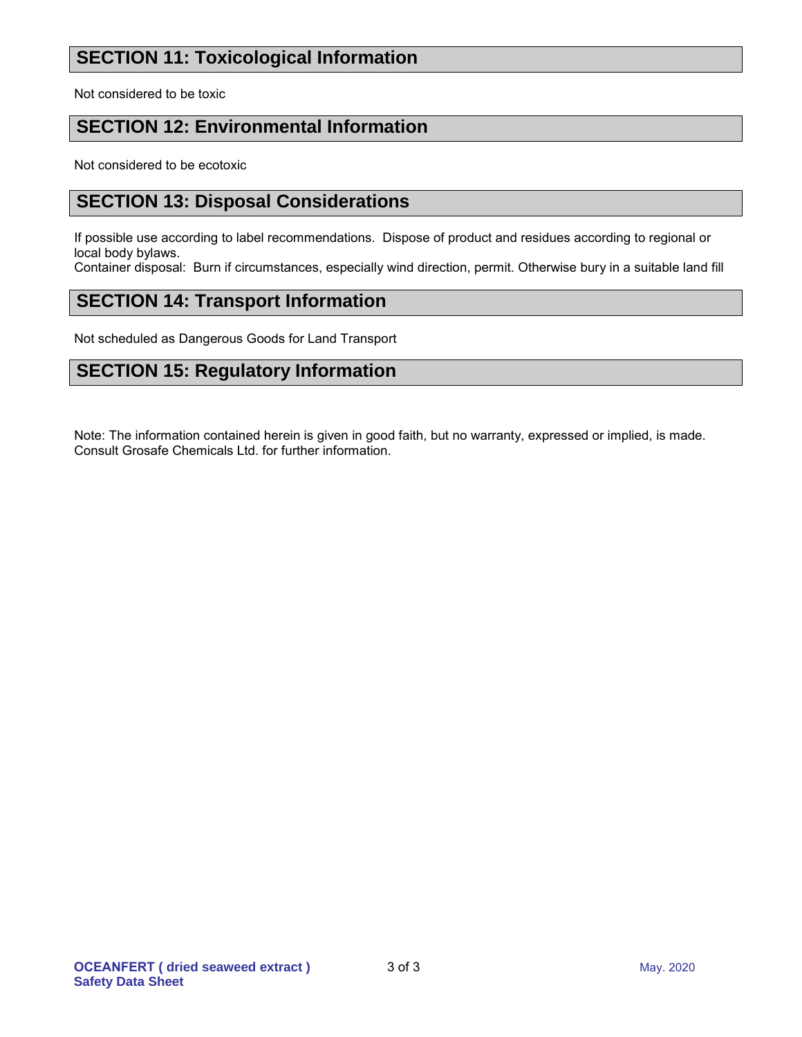## SECTION 11: Toxicological Information

Not considered to be toxic

## SECTION 12: Environmental Information

Not considered to be ecotoxic

## SECTION 13: Disposal Considerations

If possible use according to label recommendations. Dispose of product and residues according to regional or local body bylaws.
Container disposal: Burn if circumstances, especially wind direction, permit. Otherwise bury in a suitable land fill

## SECTION 14: Transport Information

Not scheduled as Dangerous Goods for Land Transport

## SECTION 15: Regulatory Information

Note: The information contained herein is given in good faith, but no warranty, expressed or implied, is made. Consult Grosafe Chemicals Ltd. for further information.